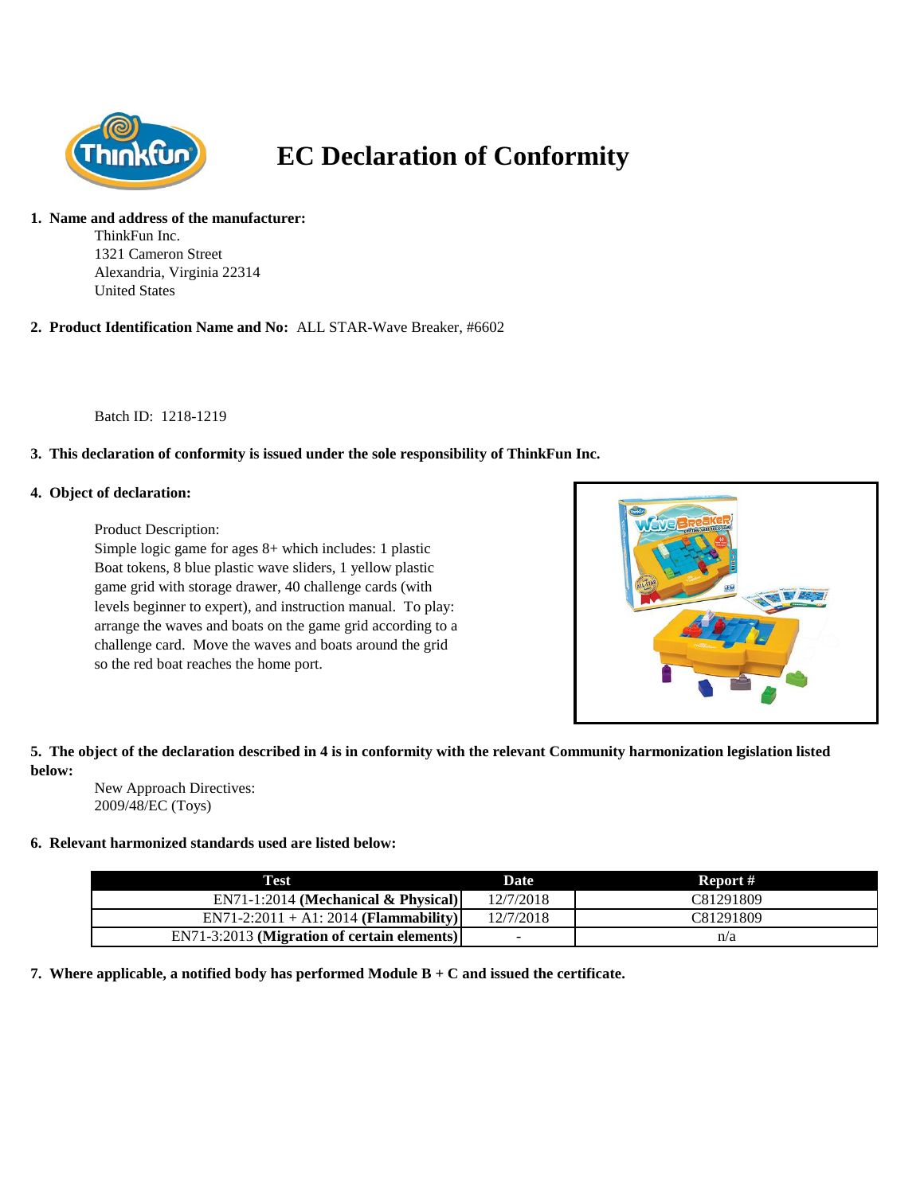# EC Declaration of Conformity

**1. Name and address of the manufacturer:**

ThinkFun Inc.
1321 Cameron Street
Alexandria, Virginia 22314
United States

**2. Product Identification Name and No:** ALL STAR-Wave Breaker, #6602

Batch ID: 1218-1219

**3. This declaration of conformity is issued under the sole responsibility of ThinkFun Inc.**

**4. Object of declaration:**

Product Description:
Simple logic game for ages 8+ which includes: 1 plastic Boat tokens, 8 blue plastic wave sliders, 1 yellow plastic game grid with storage drawer, 40 challenge cards (with levels beginner to expert), and instruction manual. To play: arrange the waves and boats on the game grid according to a challenge card. Move the waves and boats around the grid so the red boat reaches the home port.

**5. The object of the declaration described in 4 is in conformity with the relevant Community harmonization legislation listed below:**

New Approach Directives:
2009/48/EC (Toys)

**6. Relevant harmonized standards used are listed below:**

| Test | Date | Report # |
|---|---|---|
| EN71-1:2014 **(Mechanical & Physical)** | 12/7/2018 | C81291809 |
| EN71-2:2011 + A1: 2014 **(Flammability)** | 12/7/2018 | C81291809 |
| EN71-3:2013 **(Migration of certain elements)** | - | n/a |

**7. Where applicable, a notified body has performed Module B + C and issued the certificate.**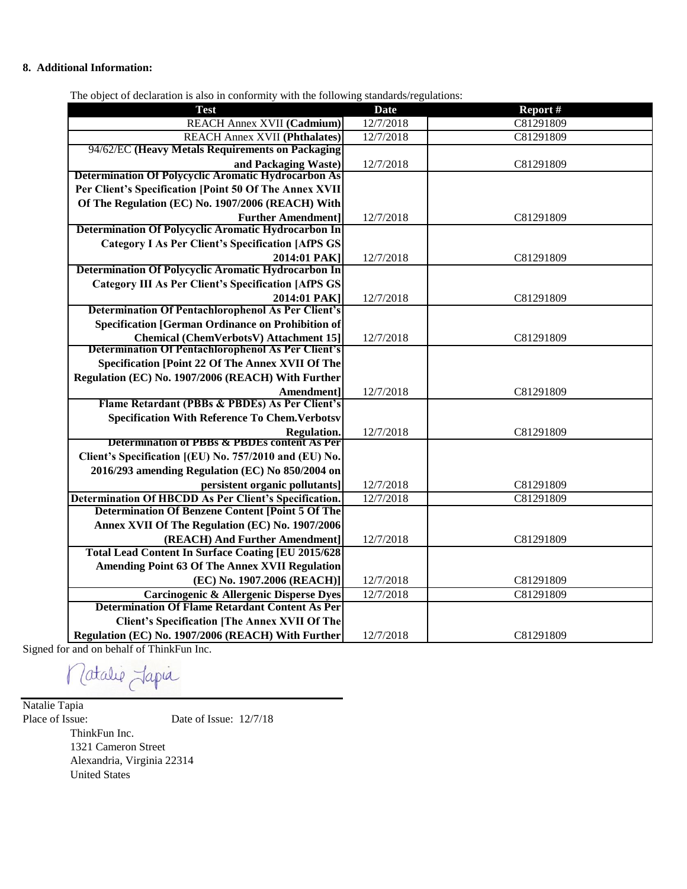## 8. Additional Information:

The object of declaration is also in conformity with the following standards/regulations:

| Test | Date | Report # |
|---|---|---|
| REACH Annex XVII **(Cadmium)** | 12/7/2018 | C81291809 |
| REACH Annex XVII **(Phthalates)** | 12/7/2018 | C81291809 |
| 94/62/EC **(Heavy Metals Requirements on Packaging and Packaging Waste)** | 12/7/2018 | C81291809 |
| **Determination Of Polycyclic Aromatic Hydrocarbon As Per Client's Specification [Point 50 Of The Annex XVII Of The Regulation (EC) No. 1907/2006 (REACH) With Further Amendment]** | 12/7/2018 | C81291809 |
| **Determination Of Polycyclic Aromatic Hydrocarbon In Category I As Per Client's Specification [AfPS GS 2014:01 PAK]** | 12/7/2018 | C81291809 |
| **Determination Of Polycyclic Aromatic Hydrocarbon In Category III As Per Client's Specification [AfPS GS 2014:01 PAK]** | 12/7/2018 | C81291809 |
| **Determination Of Pentachlorophenol As Per Client's Specification [German Ordinance on Prohibition of Chemical (ChemVerbotsV) Attachment 15]** | 12/7/2018 | C81291809 |
| **Determination Of Pentachlorophenol As Per Client's Specification [Point 22 Of The Annex XVII Of The Regulation (EC) No. 1907/2006 (REACH) With Further Amendment]** | 12/7/2018 | C81291809 |
| **Flame Retardant (PBBs & PBDEs) As Per Client's Specification With Reference To Chem.Verbotsv Regulation.** | 12/7/2018 | C81291809 |
| **Determination of PBBs & PBDEs content As Per Client's Specification [(EU) No. 757/2010 and (EU) No. 2016/293 amending Regulation (EC) No 850/2004 on persistent organic pollutants]** | 12/7/2018 | C81291809 |
| **Determination Of HBCDD As Per Client's Specification.** | 12/7/2018 | C81291809 |
| **Determination Of Benzene Content [Point 5 Of The Annex XVII Of The Regulation (EC) No. 1907/2006 (REACH) And Further Amendment]** | 12/7/2018 | C81291809 |
| **Total Lead Content In Surface Coating [EU 2015/628 Amending Point 63 Of The Annex XVII Regulation (EC) No. 1907.2006 (REACH)]** | 12/7/2018 | C81291809 |
| **Carcinogenic & Allergenic Disperse Dyes** | 12/7/2018 | C81291809 |
| **Determination Of Flame Retardant Content As Per Client's Specification [The Annex XVII Of The Regulation (EC) No. 1907/2006 (REACH) With Further** | 12/7/2018 | C81291809 |

Signed for and on behalf of ThinkFun Inc.

Natalie Tapia

Natalie Tapia

Place of Issue: Date of Issue: 12/7/18

ThinkFun Inc.
1321 Cameron Street
Alexandria, Virginia 22314
United States